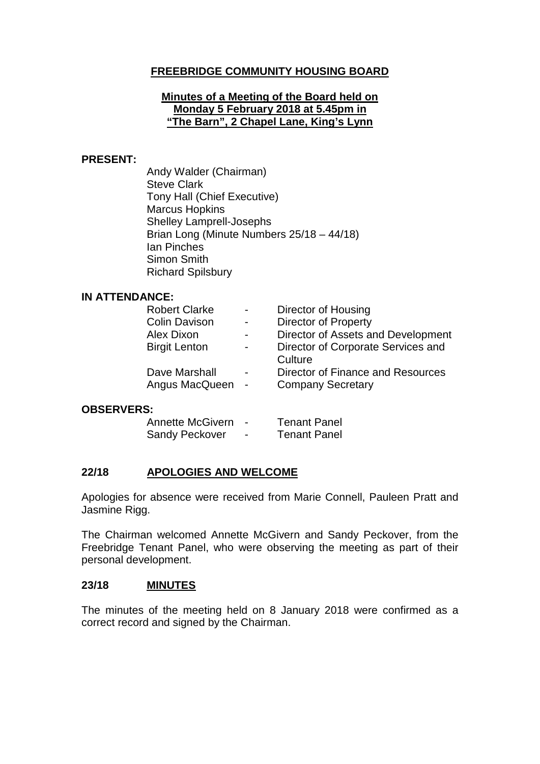# FREEBRIDGE COMMUNITY HOUSING BOARD

## Minutes of a Meeting of the Board held on Monday 5 February 2018 at 5.45pm in "The Barn", 2 Chapel Lane, King's Lynn

**PRESENT:**

Andy Walder (Chairman)
Steve Clark
Tony Hall (Chief Executive)
Marcus Hopkins
Shelley Lamprell-Josephs
Brian Long (Minute Numbers 25/18 – 44/18)
Ian Pinches
Simon Smith
Richard Spilsbury

**IN ATTENDANCE:**

| | | |
|---|---|---|
| Robert Clarke | - | Director of Housing |
| Colin Davison | - | Director of Property |
| Alex Dixon | - | Director of Assets and Development |
| Birgit Lenton | - | Director of Corporate Services and Culture |
| Dave Marshall | - | Director of Finance and Resources |
| Angus MacQueen | - | Company Secretary |

**OBSERVERS:**

| | | |
|---|---|---|
| Annette McGivern | - | Tenant Panel |
| Sandy Peckover | - | Tenant Panel |

## 22/18 APOLOGIES AND WELCOME

Apologies for absence were received from Marie Connell, Pauleen Pratt and Jasmine Rigg.

The Chairman welcomed Annette McGivern and Sandy Peckover, from the Freebridge Tenant Panel, who were observing the meeting as part of their personal development.

## 23/18 MINUTES

The minutes of the meeting held on 8 January 2018 were confirmed as a correct record and signed by the Chairman.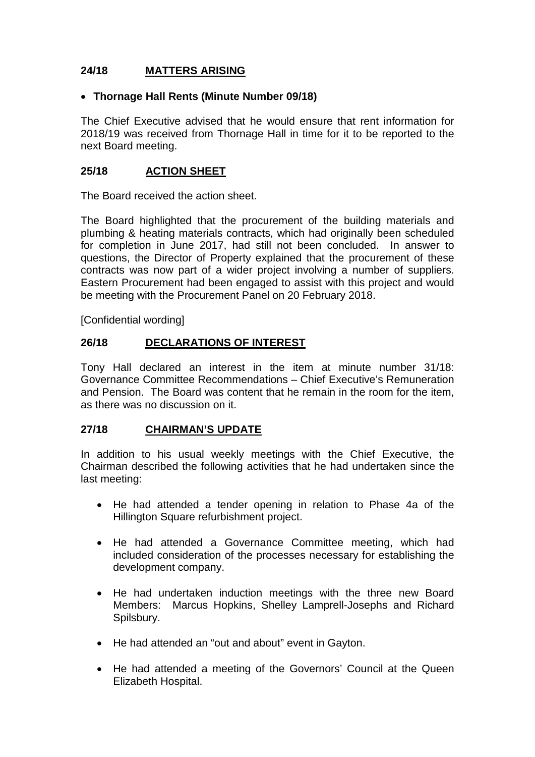## 24/18 MATTERS ARISING

- **Thornage Hall Rents (Minute Number 09/18)**

The Chief Executive advised that he would ensure that rent information for 2018/19 was received from Thornage Hall in time for it to be reported to the next Board meeting.

## 25/18 ACTION SHEET

The Board received the action sheet.

The Board highlighted that the procurement of the building materials and plumbing & heating materials contracts, which had originally been scheduled for completion in June 2017, had still not been concluded. In answer to questions, the Director of Property explained that the procurement of these contracts was now part of a wider project involving a number of suppliers. Eastern Procurement had been engaged to assist with this project and would be meeting with the Procurement Panel on 20 February 2018.

[Confidential wording]

## 26/18 DECLARATIONS OF INTEREST

Tony Hall declared an interest in the item at minute number 31/18: Governance Committee Recommendations – Chief Executive's Remuneration and Pension. The Board was content that he remain in the room for the item, as there was no discussion on it.

## 27/18 CHAIRMAN'S UPDATE

In addition to his usual weekly meetings with the Chief Executive, the Chairman described the following activities that he had undertaken since the last meeting:

- He had attended a tender opening in relation to Phase 4a of the Hillington Square refurbishment project.
- He had attended a Governance Committee meeting, which had included consideration of the processes necessary for establishing the development company.
- He had undertaken induction meetings with the three new Board Members: Marcus Hopkins, Shelley Lamprell-Josephs and Richard Spilsbury.
- He had attended an "out and about" event in Gayton.
- He had attended a meeting of the Governors' Council at the Queen Elizabeth Hospital.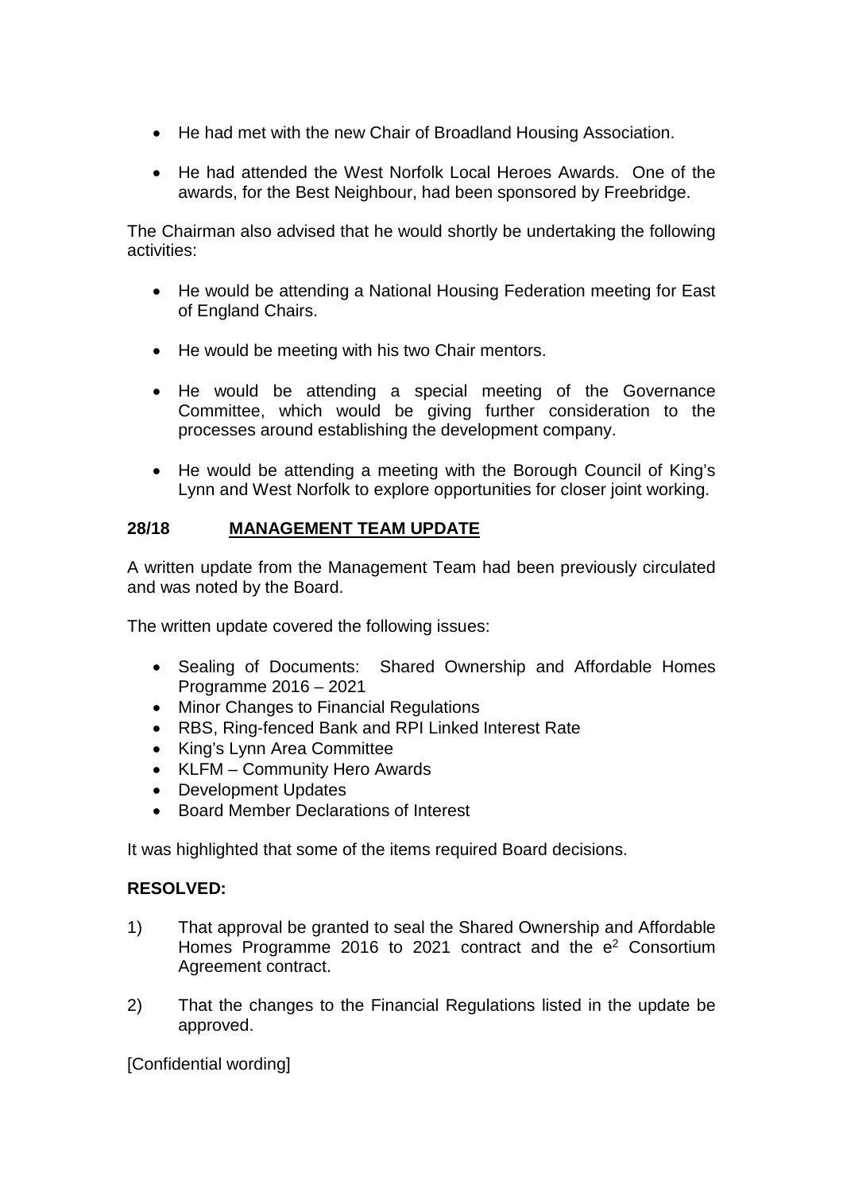- He had met with the new Chair of Broadland Housing Association.

- He had attended the West Norfolk Local Heroes Awards. One of the awards, for the Best Neighbour, had been sponsored by Freebridge.

The Chairman also advised that he would shortly be undertaking the following activities:

- He would be attending a National Housing Federation meeting for East of England Chairs.

- He would be meeting with his two Chair mentors.

- He would be attending a special meeting of the Governance Committee, which would be giving further consideration to the processes around establishing the development company.

- He would be attending a meeting with the Borough Council of King's Lynn and West Norfolk to explore opportunities for closer joint working.

## 28/18 MANAGEMENT TEAM UPDATE

A written update from the Management Team had been previously circulated and was noted by the Board.

The written update covered the following issues:

- Sealing of Documents: Shared Ownership and Affordable Homes Programme 2016 – 2021
- Minor Changes to Financial Regulations
- RBS, Ring-fenced Bank and RPI Linked Interest Rate
- King's Lynn Area Committee
- KLFM – Community Hero Awards
- Development Updates
- Board Member Declarations of Interest

It was highlighted that some of the items required Board decisions.

**RESOLVED:**

1) That approval be granted to seal the Shared Ownership and Affordable Homes Programme 2016 to 2021 contract and the $e^2$ Consortium Agreement contract.

2) That the changes to the Financial Regulations listed in the update be approved.

[Confidential wording]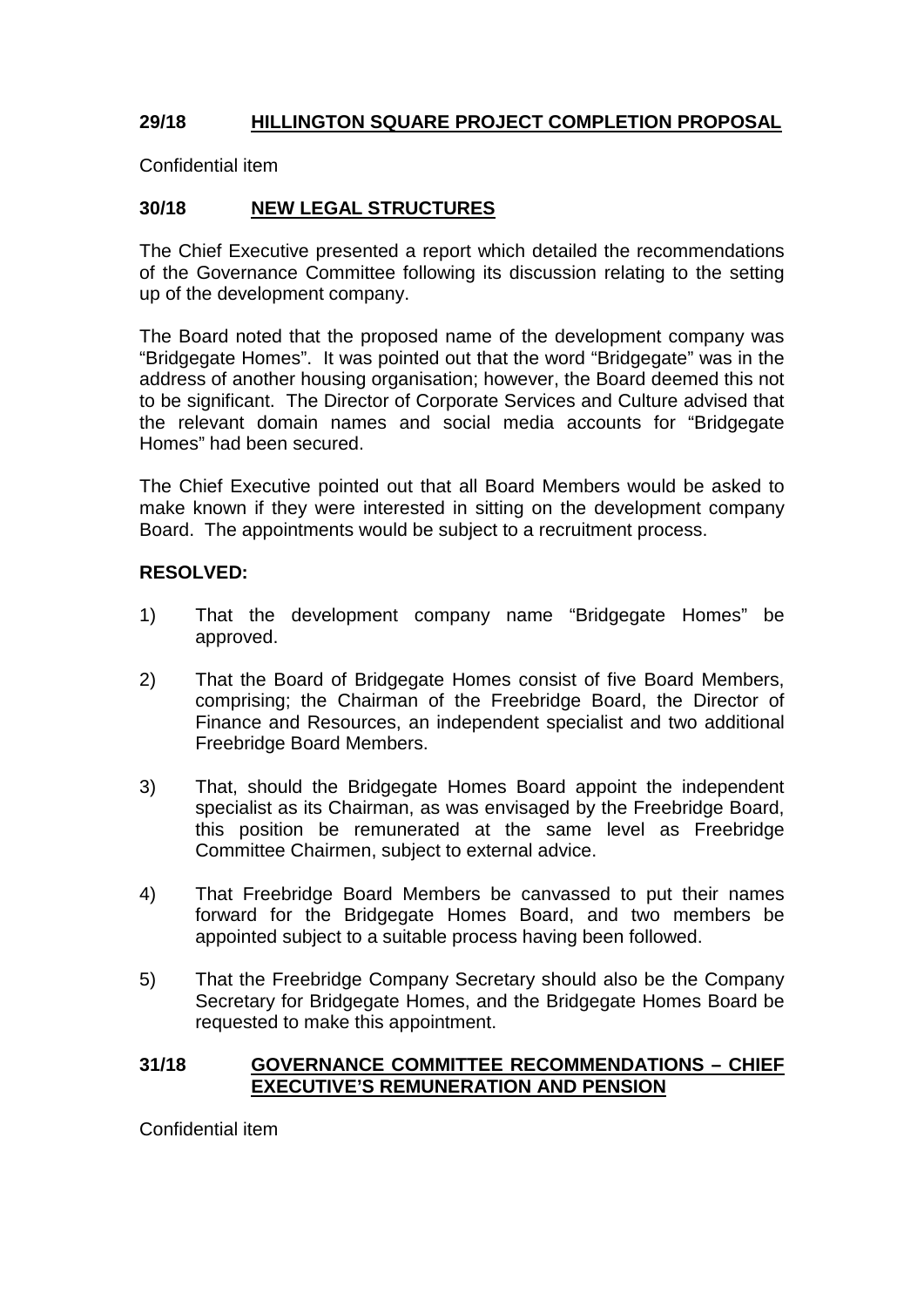## 29/18 HILLINGTON SQUARE PROJECT COMPLETION PROPOSAL

Confidential item

## 30/18 NEW LEGAL STRUCTURES

The Chief Executive presented a report which detailed the recommendations of the Governance Committee following its discussion relating to the setting up of the development company.

The Board noted that the proposed name of the development company was "Bridgegate Homes". It was pointed out that the word "Bridgegate" was in the address of another housing organisation; however, the Board deemed this not to be significant. The Director of Corporate Services and Culture advised that the relevant domain names and social media accounts for "Bridgegate Homes" had been secured.

The Chief Executive pointed out that all Board Members would be asked to make known if they were interested in sitting on the development company Board. The appointments would be subject to a recruitment process.

**RESOLVED:**

1) That the development company name "Bridgegate Homes" be approved.

2) That the Board of Bridgegate Homes consist of five Board Members, comprising; the Chairman of the Freebridge Board, the Director of Finance and Resources, an independent specialist and two additional Freebridge Board Members.

3) That, should the Bridgegate Homes Board appoint the independent specialist as its Chairman, as was envisaged by the Freebridge Board, this position be remunerated at the same level as Freebridge Committee Chairmen, subject to external advice.

4) That Freebridge Board Members be canvassed to put their names forward for the Bridgegate Homes Board, and two members be appointed subject to a suitable process having been followed.

5) That the Freebridge Company Secretary should also be the Company Secretary for Bridgegate Homes, and the Bridgegate Homes Board be requested to make this appointment.

## 31/18 GOVERNANCE COMMITTEE RECOMMENDATIONS – CHIEF EXECUTIVE'S REMUNERATION AND PENSION

Confidential item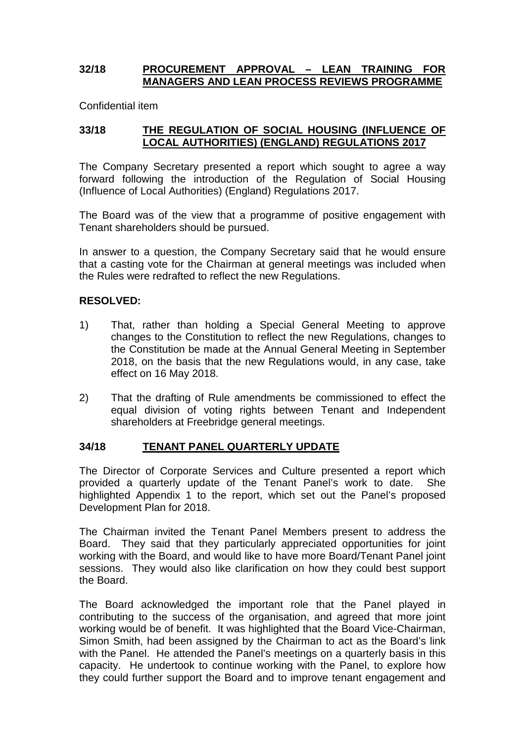## 32/18 PROCUREMENT APPROVAL – LEAN TRAINING FOR MANAGERS AND LEAN PROCESS REVIEWS PROGRAMME

Confidential item

## 33/18 THE REGULATION OF SOCIAL HOUSING (INFLUENCE OF LOCAL AUTHORITIES) (ENGLAND) REGULATIONS 2017

The Company Secretary presented a report which sought to agree a way forward following the introduction of the Regulation of Social Housing (Influence of Local Authorities) (England) Regulations 2017.

The Board was of the view that a programme of positive engagement with Tenant shareholders should be pursued.

In answer to a question, the Company Secretary said that he would ensure that a casting vote for the Chairman at general meetings was included when the Rules were redrafted to reflect the new Regulations.

**RESOLVED:**

1) That, rather than holding a Special General Meeting to approve changes to the Constitution to reflect the new Regulations, changes to the Constitution be made at the Annual General Meeting in September 2018, on the basis that the new Regulations would, in any case, take effect on 16 May 2018.

2) That the drafting of Rule amendments be commissioned to effect the equal division of voting rights between Tenant and Independent shareholders at Freebridge general meetings.

## 34/18 TENANT PANEL QUARTERLY UPDATE

The Director of Corporate Services and Culture presented a report which provided a quarterly update of the Tenant Panel's work to date. She highlighted Appendix 1 to the report, which set out the Panel's proposed Development Plan for 2018.

The Chairman invited the Tenant Panel Members present to address the Board. They said that they particularly appreciated opportunities for joint working with the Board, and would like to have more Board/Tenant Panel joint sessions. They would also like clarification on how they could best support the Board.

The Board acknowledged the important role that the Panel played in contributing to the success of the organisation, and agreed that more joint working would be of benefit. It was highlighted that the Board Vice-Chairman, Simon Smith, had been assigned by the Chairman to act as the Board's link with the Panel. He attended the Panel's meetings on a quarterly basis in this capacity. He undertook to continue working with the Panel, to explore how they could further support the Board and to improve tenant engagement and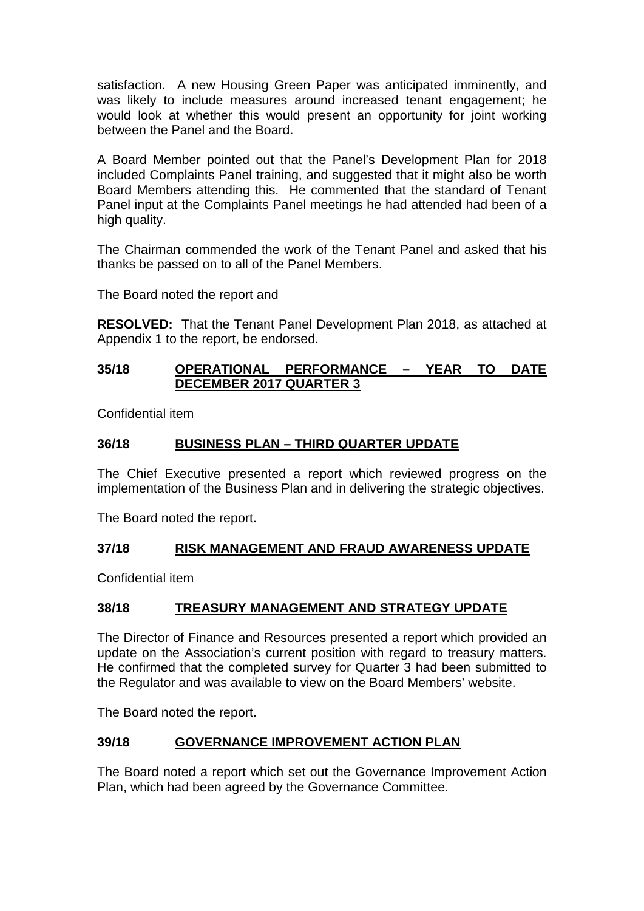satisfaction. A new Housing Green Paper was anticipated imminently, and was likely to include measures around increased tenant engagement; he would look at whether this would present an opportunity for joint working between the Panel and the Board.

A Board Member pointed out that the Panel's Development Plan for 2018 included Complaints Panel training, and suggested that it might also be worth Board Members attending this. He commented that the standard of Tenant Panel input at the Complaints Panel meetings he had attended had been of a high quality.

The Chairman commended the work of the Tenant Panel and asked that his thanks be passed on to all of the Panel Members.

The Board noted the report and

**RESOLVED:** That the Tenant Panel Development Plan 2018, as attached at Appendix 1 to the report, be endorsed.

## 35/18 OPERATIONAL PERFORMANCE – YEAR TO DATE DECEMBER 2017 QUARTER 3

Confidential item

## 36/18 BUSINESS PLAN – THIRD QUARTER UPDATE

The Chief Executive presented a report which reviewed progress on the implementation of the Business Plan and in delivering the strategic objectives.

The Board noted the report.

## 37/18 RISK MANAGEMENT AND FRAUD AWARENESS UPDATE

Confidential item

## 38/18 TREASURY MANAGEMENT AND STRATEGY UPDATE

The Director of Finance and Resources presented a report which provided an update on the Association's current position with regard to treasury matters. He confirmed that the completed survey for Quarter 3 had been submitted to the Regulator and was available to view on the Board Members' website.

The Board noted the report.

## 39/18 GOVERNANCE IMPROVEMENT ACTION PLAN

The Board noted a report which set out the Governance Improvement Action Plan, which had been agreed by the Governance Committee.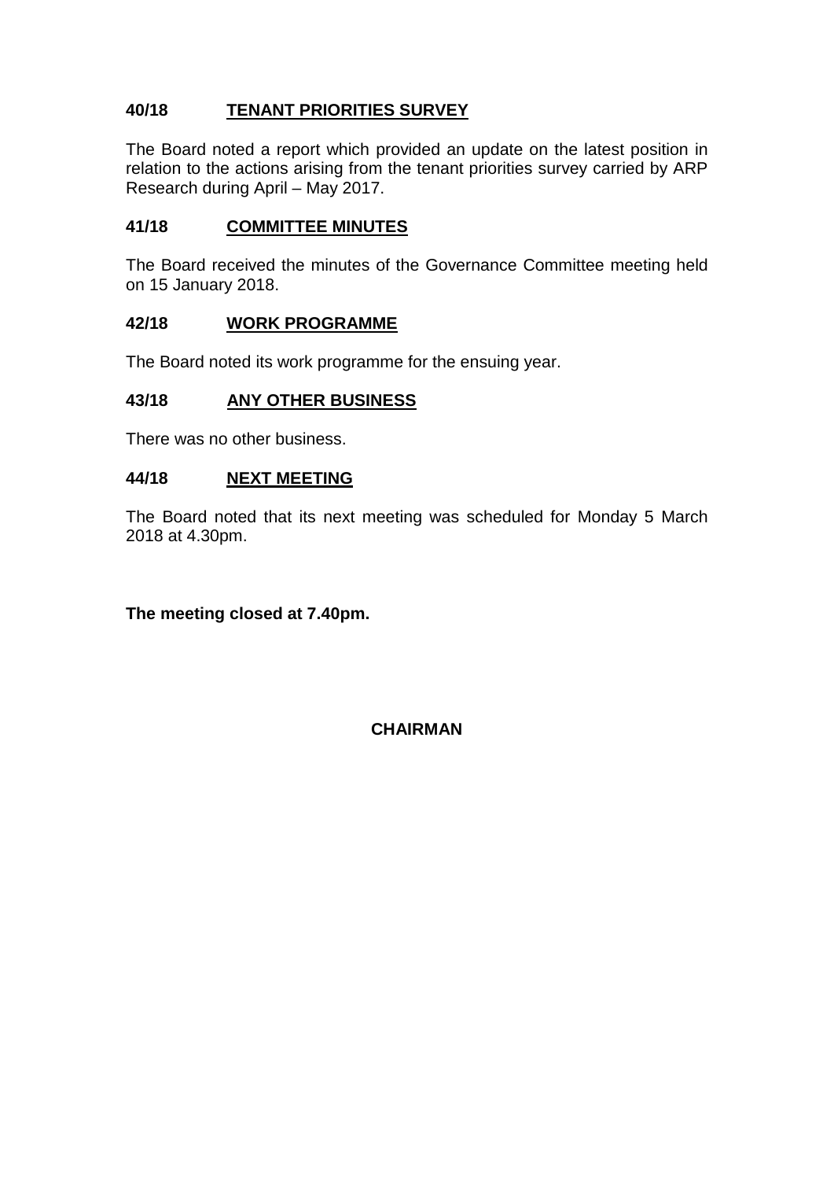**40/18** **<u>TENANT PRIORITIES SURVEY</u>**

The Board noted a report which provided an update on the latest position in relation to the actions arising from the tenant priorities survey carried by ARP Research during April – May 2017.

**41/18** **<u>COMMITTEE MINUTES</u>**

The Board received the minutes of the Governance Committee meeting held on 15 January 2018.

**42/18** **<u>WORK PROGRAMME</u>**

The Board noted its work programme for the ensuing year.

**43/18** **<u>ANY OTHER BUSINESS</u>**

There was no other business.

**44/18** **<u>NEXT MEETING</u>**

The Board noted that its next meeting was scheduled for Monday 5 March 2018 at 4.30pm.

**The meeting closed at 7.40pm.**

**CHAIRMAN**